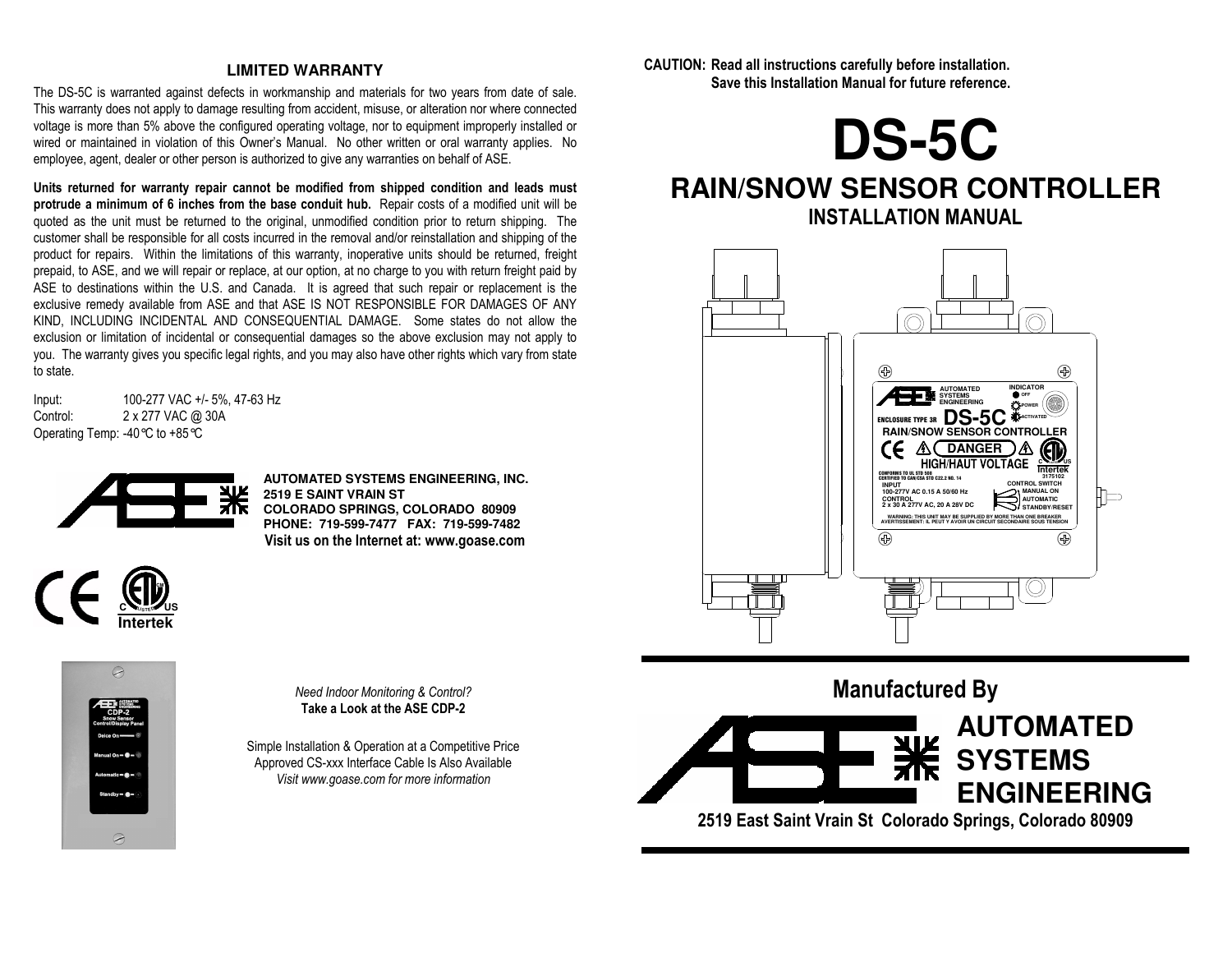## LIMITED WARRANTY

The DS-5C is warranted against defects in workmanship and materials for two years from date of sale. This warranty does not apply to damage resulting from accident, misuse, or alteration nor where connected voltage is more than 5% above the configured operating voltage, nor to equipment improperly installed or wired or maintained in violation of this Owner's Manual. No other written or oral warranty applies. No employee, agent, dealer or other person is authorized to give any warranties on behalf of ASE.

**Units returned for warranty repair cannot be modified from shipped condition and leads must protrude a minimum of 6 inches from the base conduit hub.** Repair costs of a modified unit will be quoted as the unit must be returned to the original, unmodified condition prior to return shipping. The customer shall be responsible for all costs incurred in the removal and/or reinstallation and shipping of the product for repairs. Within the limitations of this warranty, inoperative units should be returned, freight prepaid, to ASE, and we will repair or replace, at our option, at no charge to you with return freight paid by ASE to destinations within the U.S. and Canada. It is agreed that such repair or replacement is the exclusive remedy available from ASE and that ASE IS NOT RESPONSIBLE FOR DAMAGES OF ANY KIND, INCLUDING INCIDENTAL AND CONSEQUENTIAL DAMAGE. Some states do not allow the exclusion or limitation of incidental or consequential damages so the above exclusion may not apply to you. The warranty gives you specific legal rights, and you may also have other rights which vary from state to state.

Input: 100-277 VAC +/- 5%, 47-63 Hz
Control: 2 x 277 VAC @ 30A
Operating Temp: -40°C to +85°C

**AUTOMATED SYSTEMS ENGINEERING, INC.**
**2519 E SAINT VRAIN ST**
**COLORADO SPRINGS, COLORADO 80909**
**PHONE: 719-599-7477 FAX: 719-599-7482**
**Visit us on the Internet at: www.goase.com**

*Need Indoor Monitoring & Control?*
**Take a Look at the ASE CDP-2**

Simple Installation & Operation at a Competitive Price
Approved CS-xxx Interface Cable Is Also Available
*Visit www.goase.com for more information*

**CAUTION: Read all instructions carefully before installation.**
**Save this Installation Manual for future reference.**

# DS-5C

## RAIN/SNOW SENSOR CONTROLLER

### INSTALLATION MANUAL

## Manufactured By

**AUTOMATED SYSTEMS ENGINEERING**

**2519 East Saint Vrain St Colorado Springs, Colorado 80909**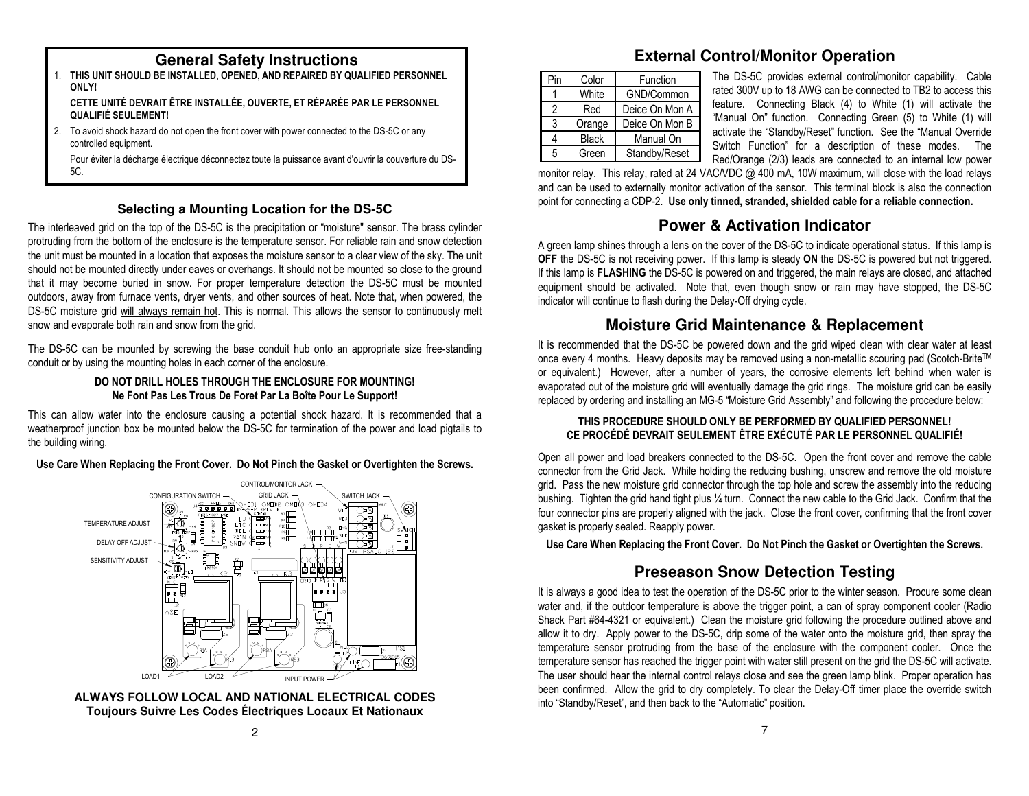## General Safety Instructions

1. **THIS UNIT SHOULD BE INSTALLED, OPENED, AND REPAIRED BY QUALIFIED PERSONNEL ONLY!**

   **CETTE UNITÉ DEVRAIT ÊTRE INSTALLÉE, OUVERTE, ET RÉPARÉE PAR LE PERSONNEL QUALIFIÉ SEULEMENT!**

2. To avoid shock hazard do not open the front cover with power connected to the DS-5C or any controlled equipment.

   Pour éviter la décharge électrique déconnectez toute la puissance avant d'ouvrir la couverture du DS-5C.

### Selecting a Mounting Location for the DS-5C

The interleaved grid on the top of the DS-5C is the precipitation or "moisture" sensor. The brass cylinder protruding from the bottom of the enclosure is the temperature sensor. For reliable rain and snow detection the unit must be mounted in a location that exposes the moisture sensor to a clear view of the sky. The unit should not be mounted directly under eaves or overhangs. It should not be mounted so close to the ground that it may become buried in snow. For proper temperature detection the DS-5C must be mounted outdoors, away from furnace vents, dryer vents, and other sources of heat. Note that, when powered, the DS-5C moisture grid will always remain hot. This is normal. This allows the sensor to continuously melt snow and evaporate both rain and snow from the grid.

The DS-5C can be mounted by screwing the base conduit hub onto an appropriate size free-standing conduit or by using the mounting holes in each corner of the enclosure.

**DO NOT DRILL HOLES THROUGH THE ENCLOSURE FOR MOUNTING!**
**Ne Font Pas Les Trous De Foret Par La Boîte Pour Le Support!**

This can allow water into the enclosure causing a potential shock hazard. It is recommended that a weatherproof junction box be mounted below the DS-5C for termination of the power and load pigtails to the building wiring.

**Use Care When Replacing the Front Cover. Do Not Pinch the Gasket or Overtighten the Screws.**

CONFIGURATION SWITCH, CONTROL/MONITOR JACK, GRID JACK, SWITCH JACK, TEMPERATURE ADJUST, DELAY OFF ADJUST, SENSITIVITY ADJUST, LOAD1, LOAD2, INPUT POWER

**ALWAYS FOLLOW LOCAL AND NATIONAL ELECTRICAL CODES**
**Toujours Suivre Les Codes Électriques Locaux Et Nationaux**

## External Control/Monitor Operation

| Pin | Color | Function |
|---|---|---|
| 1 | White | GND/Common |
| 2 | Red | Deice On Mon A |
| 3 | Orange | Deice On Mon B |
| 4 | Black | Manual On |
| 5 | Green | Standby/Reset |

The DS-5C provides external control/monitor capability. Cable rated 300V up to 18 AWG can be connected to TB2 to access this feature. Connecting Black (4) to White (1) will activate the "Manual On" function. Connecting Green (5) to White (1) will activate the "Standby/Reset" function. See the "Manual Override Switch Function" for a description of these modes. The Red/Orange (2/3) leads are connected to an internal low power monitor relay. This relay, rated at 24 VAC/VDC @ 400 mA, 10W maximum, will close with the load relays and can be used to externally monitor activation of the sensor. This terminal block is also the connection point for connecting a CDP-2. **Use only tinned, stranded, shielded cable for a reliable connection.**

## Power & Activation Indicator

A green lamp shines through a lens on the cover of the DS-5C to indicate operational status. If this lamp is **OFF** the DS-5C is not receiving power. If this lamp is steady **ON** the DS-5C is powered but not triggered. If this lamp is **FLASHING** the DS-5C is powered on and triggered, the main relays are closed, and attached equipment should be activated. Note that, even though snow or rain may have stopped, the DS-5C indicator will continue to flash during the Delay-Off drying cycle.

## Moisture Grid Maintenance & Replacement

It is recommended that the DS-5C be powered down and the grid wiped clean with clear water at least once every 4 months. Heavy deposits may be removed using a non-metallic scouring pad (Scotch-Brite™ or equivalent.) However, after a number of years, the corrosive elements left behind when water is evaporated out of the moisture grid will eventually damage the grid rings. The moisture grid can be easily replaced by ordering and installing an MG-5 "Moisture Grid Assembly" and following the procedure below:

**THIS PROCEDURE SHOULD ONLY BE PERFORMED BY QUALIFIED PERSONNEL!**
**CE PROCÉDÉ DEVRAIT SEULEMENT ÊTRE EXÉCUTÉ PAR LE PERSONNEL QUALIFIÉ!**

Open all power and load breakers connected to the DS-5C. Open the front cover and remove the cable connector from the Grid Jack. While holding the reducing bushing, unscrew and remove the old moisture grid. Pass the new moisture grid connector through the top hole and screw the assembly into the reducing bushing. Tighten the grid hand tight plus ¼ turn. Connect the new cable to the Grid Jack. Confirm that the four connector pins are properly aligned with the jack. Close the front cover, confirming that the front cover gasket is properly sealed. Reapply power.

**Use Care When Replacing the Front Cover. Do Not Pinch the Gasket or Overtighten the Screws.**

## Preseason Snow Detection Testing

It is always a good idea to test the operation of the DS-5C prior to the winter season. Procure some clean water and, if the outdoor temperature is above the trigger point, a can of spray component cooler (Radio Shack Part #64-4321 or equivalent.) Clean the moisture grid following the procedure outlined above and allow it to dry. Apply power to the DS-5C, drip some of the water onto the moisture grid, then spray the temperature sensor protruding from the base of the enclosure with the component cooler. Once the temperature sensor has reached the trigger point with water still present on the grid the DS-5C will activate. The user should hear the internal control relays close and see the green lamp blink. Proper operation has been confirmed. Allow the grid to dry completely. To clear the Delay-Off timer place the override switch into "Standby/Reset", and then back to the "Automatic" position.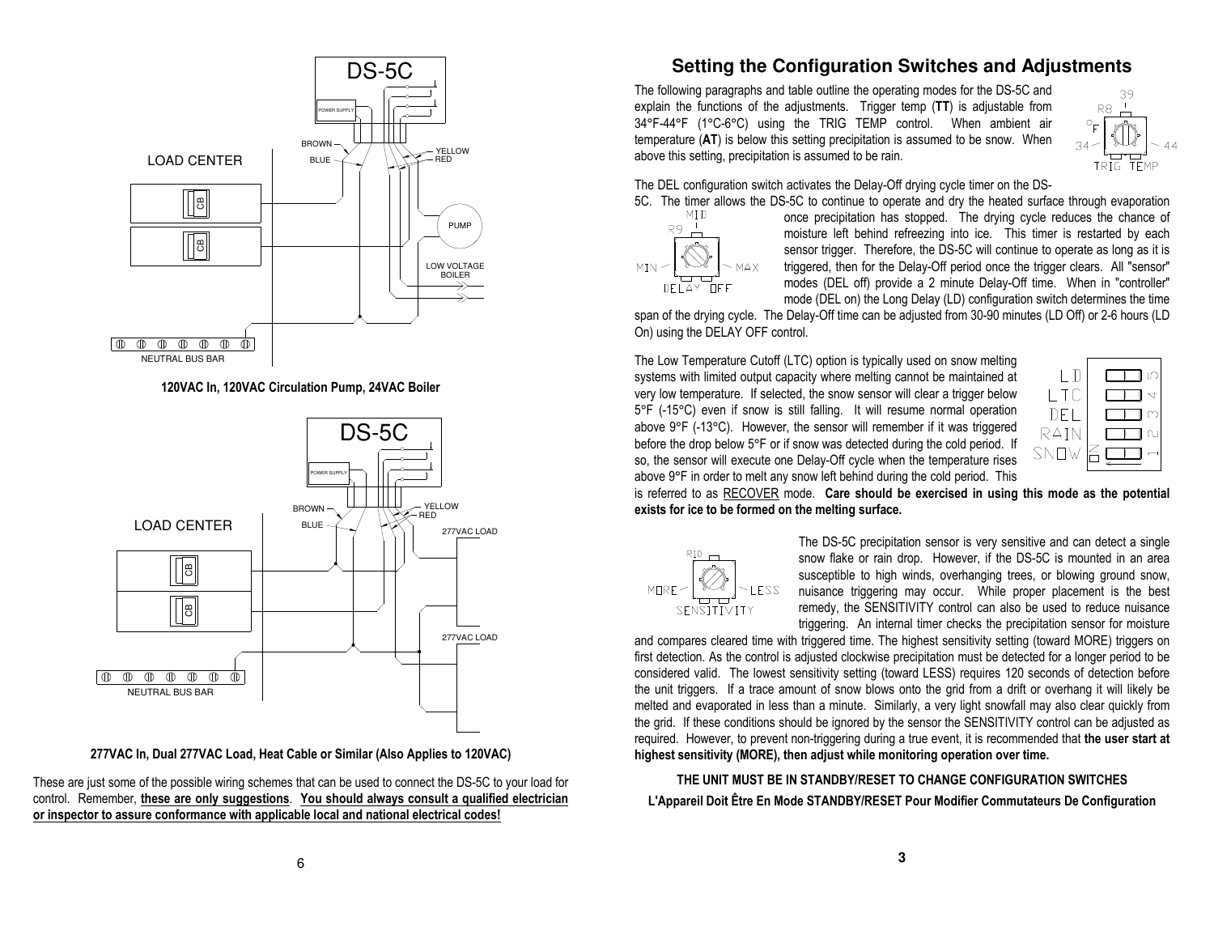**120VAC In, 120VAC Circulation Pump, 24VAC Boiler**

**277VAC In, Dual 277VAC Load, Heat Cable or Similar (Also Applies to 120VAC)**

These are just some of the possible wiring schemes that can be used to connect the DS-5C to your load for control. Remember, **these are only suggestions**. **You should always consult a qualified electrician or inspector to assure conformance with applicable local and national electrical codes!**

## Setting the Configuration Switches and Adjustments

The following paragraphs and table outline the operating modes for the DS-5C and explain the functions of the adjustments. Trigger temp (**TT**) is adjustable from 34°F-44°F (1°C-6°C) using the TRIG TEMP control. When ambient air temperature (**AT**) is below this setting precipitation is assumed to be snow. When above this setting, precipitation is assumed to be rain.

The DEL configuration switch activates the Delay-Off drying cycle timer on the DS-5C. The timer allows the DS-5C to continue to operate and dry the heated surface through evaporation once precipitation has stopped. The drying cycle reduces the chance of moisture left behind refreezing into ice. This timer is restarted by each sensor trigger. Therefore, the DS-5C will continue to operate as long as it is triggered, then for the Delay-Off period once the trigger clears. All "sensor" modes (DEL off) provide a 2 minute Delay-Off time. When in "controller" mode (DEL on) the Long Delay (LD) configuration switch determines the time span of the drying cycle. The Delay-Off time can be adjusted from 30-90 minutes (LD Off) or 2-6 hours (LD On) using the DELAY OFF control.

The Low Temperature Cutoff (LTC) option is typically used on snow melting systems with limited output capacity where melting cannot be maintained at very low temperature. If selected, the snow sensor will clear a trigger below 5°F (-15°C) even if snow is still falling. It will resume normal operation above 9°F (-13°C). However, the sensor will remember if it was triggered before the drop below 5°F or if snow was detected during the cold period. If so, the sensor will execute one Delay-Off cycle when the temperature rises above 9°F in order to melt any snow left behind during the cold period. This is referred to as RECOVER mode. **Care should be exercised in using this mode as the potential exists for ice to be formed on the melting surface.**

The DS-5C precipitation sensor is very sensitive and can detect a single snow flake or rain drop. However, if the DS-5C is mounted in an area susceptible to high winds, overhanging trees, or blowing ground snow, nuisance triggering may occur. While proper placement is the best remedy, the SENSITIVITY control can also be used to reduce nuisance triggering. An internal timer checks the precipitation sensor for moisture and compares cleared time with triggered time. The highest sensitivity setting (toward MORE) triggers on first detection. As the control is adjusted clockwise precipitation must be detected for a longer period to be considered valid. The lowest sensitivity setting (toward LESS) requires 120 seconds of detection before the unit triggers. If a trace amount of snow blows onto the grid from a drift or overhang it will likely be melted and evaporated in less than a minute. Similarly, a very light snowfall may also clear quickly from the grid. If these conditions should be ignored by the sensor the SENSITIVITY control can be adjusted as required. However, to prevent non-triggering during a true event, it is recommended that **the user start at highest sensitivity (MORE), then adjust while monitoring operation over time.**

**THE UNIT MUST BE IN STANDBY/RESET TO CHANGE CONFIGURATION SWITCHES**

**L'Appareil Doit Être En Mode STANDBY/RESET Pour Modifier Commutateurs De Configuration**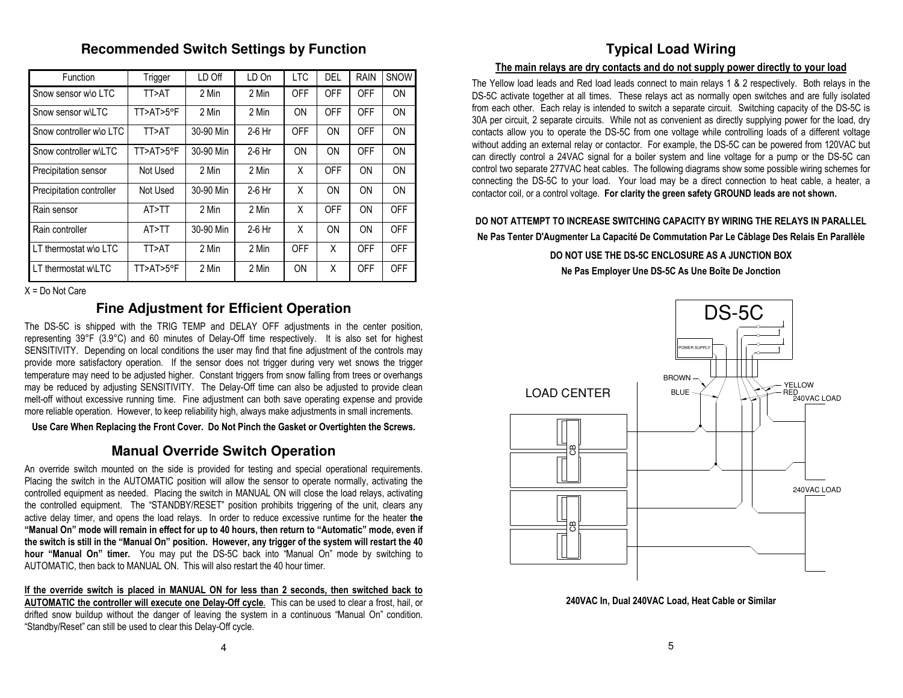## Recommended Switch Settings by Function

| Function | Trigger | LD Off | LD On | LTC | DEL | RAIN | SNOW |
|---|---|---|---|---|---|---|---|
| Snow sensor w\o LTC | TT>AT | 2 Min | 2 Min | OFF | OFF | OFF | ON |
| Snow sensor w\LTC | TT>AT>5°F | 2 Min | 2 Min | ON | OFF | OFF | ON |
| Snow controller w\o LTC | TT>AT | 30-90 Min | 2-6 Hr | OFF | ON | OFF | ON |
| Snow controller w\LTC | TT>AT>5°F | 30-90 Min | 2-6 Hr | ON | ON | OFF | ON |
| Precipitation sensor | Not Used | 2 Min | 2 Min | X | OFF | ON | ON |
| Precipitation controller | Not Used | 30-90 Min | 2-6 Hr | X | ON | ON | ON |
| Rain sensor | AT>TT | 2 Min | 2 Min | X | OFF | ON | OFF |
| Rain controller | AT>TT | 30-90 Min | 2-6 Hr | X | ON | ON | OFF |
| LT thermostat w\o LTC | TT>AT | 2 Min | 2 Min | OFF | X | OFF | OFF |
| LT thermostat w\LTC | TT>AT>5°F | 2 Min | 2 Min | ON | X | OFF | OFF |

X = Do Not Care

## Fine Adjustment for Efficient Operation

The DS-5C is shipped with the TRIG TEMP and DELAY OFF adjustments in the center position, representing 39°F (3.9°C) and 60 minutes of Delay-Off time respectively. It is also set for highest SENSITIVITY. Depending on local conditions the user may find that fine adjustment of the controls may provide more satisfactory operation. If the sensor does not trigger during very wet snows the trigger temperature may need to be adjusted higher. Constant triggers from snow falling from trees or overhangs may be reduced by adjusting SENSITIVITY. The Delay-Off time can also be adjusted to provide clean melt-off without excessive running time. Fine adjustment can both save operating expense and provide more reliable operation. However, to keep reliability high, always make adjustments in small increments.

**Use Care When Replacing the Front Cover. Do Not Pinch the Gasket or Overtighten the Screws.**

## Manual Override Switch Operation

An override switch mounted on the side is provided for testing and special operational requirements. Placing the switch in the AUTOMATIC position will allow the sensor to operate normally, activating the controlled equipment as needed. Placing the switch in MANUAL ON will close the load relays, activating the controlled equipment. The "STANDBY/RESET" position prohibits triggering of the unit, clears any active delay timer, and opens the load relays. In order to reduce excessive runtime for the heater **the "Manual On" mode will remain in effect for up to 40 hours, then return to "Automatic" mode, even if the switch is still in the "Manual On" position. However, any trigger of the system will restart the 40 hour "Manual On" timer.** You may put the DS-5C back into "Manual On" mode by switching to AUTOMATIC, then back to MANUAL ON. This will also restart the 40 hour timer.

**If the override switch is placed in MANUAL ON for less than 2 seconds, then switched back to AUTOMATIC the controller will execute one Delay-Off cycle**. This can be used to clear a frost, hail, or drifted snow buildup without the danger of leaving the system in a continuous "Manual On" condition. "Standby/Reset" can still be used to clear this Delay-Off cycle.

## Typical Load Wiring

**The main relays are dry contacts and do not supply power directly to your load**

The Yellow load leads and Red load leads connect to main relays 1 & 2 respectively. Both relays in the DS-5C activate together at all times. These relays act as normally open switches and are fully isolated from each other. Each relay is intended to switch a separate circuit. Switching capacity of the DS-5C is 30A per circuit, 2 separate circuits. While not as convenient as directly supplying power for the load, dry contacts allow you to operate the DS-5C from one voltage while controlling loads of a different voltage without adding an external relay or contactor. For example, the DS-5C can be powered from 120VAC but can directly control a 24VAC signal for a boiler system and line voltage for a pump or the DS-5C can control two separate 277VAC heat cables. The following diagrams show some possible wiring schemes for connecting the DS-5C to your load. Your load may be a direct connection to heat cable, a heater, a contactor coil, or a control voltage. **For clarity the green safety GROUND leads are not shown.**

**DO NOT ATTEMPT TO INCREASE SWITCHING CAPACITY BY WIRING THE RELAYS IN PARALLEL**

**Ne Pas Tenter D'Augmenter La Capacité De Commutation Par Le Câblage Des Relais En Parallèle**

**DO NOT USE THE DS-5C ENCLOSURE AS A JUNCTION BOX**

**Ne Pas Employer Une DS-5C As Une Boîte De Jonction**

DS-5C
POWER SUPPLY
BROWN
BLUE
YELLOW
RED
LOAD CENTER
240VAC LOAD
240VAC LOAD
CB
CB

**240VAC In, Dual 240VAC Load, Heat Cable or Similar**